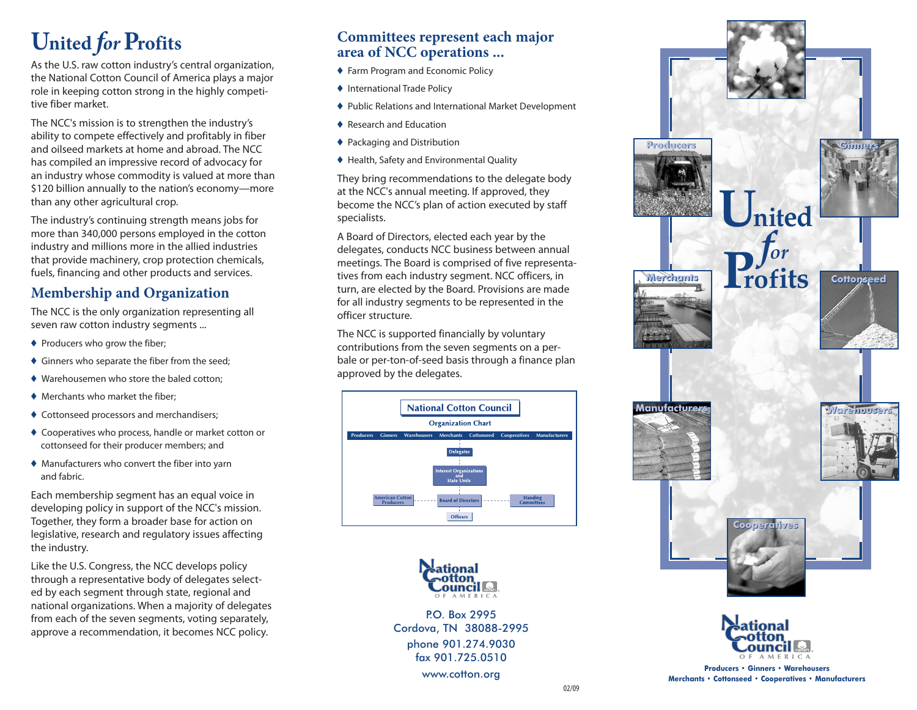# United *for* Profits

As the U.S. raw cotton industry's central organization, the National Cotton Council of America plays a major role in keeping cotton strong in the highly competitive fiber market.

The NCC's mission is to strengthen the industry's ability to compete effectively and profitably in fiber and oilseed markets at home and abroad. The NCC has compiled an impressive record of advocacy for an industry whose commodity is valued at more than $120 billion annually to the nation's economy—more than any other agricultural crop.

The industry's continuing strength means jobs for more than 340,000 persons employed in the cotton industry and millions more in the allied industries that provide machinery, crop protection chemicals, fuels, financing and other products and services.

## Membership and Organization

The NCC is the only organization representing all seven raw cotton industry segments ...

- Producers who grow the fiber;
- Ginners who separate the fiber from the seed;
- Warehousemen who store the baled cotton;
- Merchants who market the fiber;
- Cottonseed processors and merchandisers;
- Cooperatives who process, handle or market cotton or cottonseed for their producer members; and
- Manufacturers who convert the fiber into yarn and fabric.

Each membership segment has an equal voice in developing policy in support of the NCC's mission. Together, they form a broader base for action on legislative, research and regulatory issues affecting the industry.

Like the U.S. Congress, the NCC develops policy through a representative body of delegates selected by each segment through state, regional and national organizations. When a majority of delegates from each of the seven segments, voting separately, approve a recommendation, it becomes NCC policy.

## Committees represent each major area of NCC operations ...

- Farm Program and Economic Policy
- International Trade Policy
- Public Relations and International Market Development
- Research and Education
- Packaging and Distribution
- Health, Safety and Environmental Quality

They bring recommendations to the delegate body at the NCC's annual meeting. If approved, they become the NCC's plan of action executed by staff specialists.

A Board of Directors, elected each year by the delegates, conducts NCC business between annual meetings. The Board is comprised of five representatives from each industry segment. NCC officers, in turn, are elected by the Board. Provisions are made for all industry segments to be represented in the officer structure.

The NCC is supported financially by voluntary contributions from the seven segments on a per-bale or per-ton-of-seed basis through a finance plan approved by the delegates.

National Cotton Council
Organization Chart

Producers | Ginners | Warehousers | Merchants | Cottonseed | Cooperatives | Manufacturers

Delegates

Interest Organizations and State Units

American Cotton Producers

Board of Directors

Standing Committees

Officers

National Cotton Council OF AMERICA

P.O. Box 2995
Cordova, TN 38088-2995
phone 901.274.9030
fax 901.725.0510
www.cotton.org

02/09

Producers

Ginners

Merchants

Cottonseed

Manufacturers

Warehousers

Cooperatives

# United *for* Profits

National Cotton Council OF AMERICA

Producers • Ginners • Warehousers
Merchants • Cottonseed • Cooperatives • Manufacturers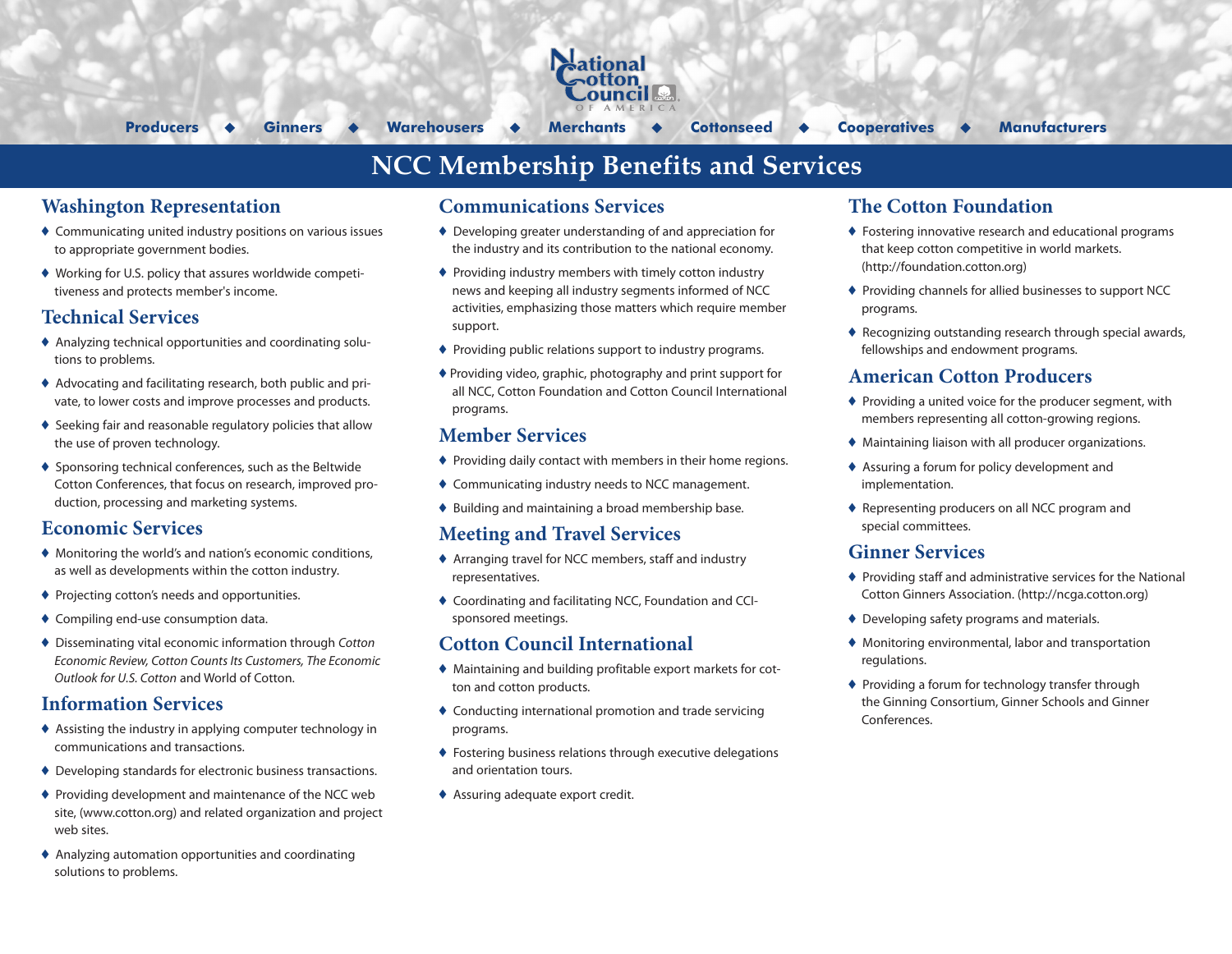National Cotton Council OF AMERICA

Producers ◆ Ginners ◆ Warehousers ◆ Merchants ◆ Cottonseed ◆ Cooperatives ◆ Manufacturers

# NCC Membership Benefits and Services

## Washington Representation

- Communicating united industry positions on various issues to appropriate government bodies.
- Working for U.S. policy that assures worldwide competitiveness and protects member's income.

## Technical Services

- Analyzing technical opportunities and coordinating solutions to problems.
- Advocating and facilitating research, both public and private, to lower costs and improve processes and products.
- Seeking fair and reasonable regulatory policies that allow the use of proven technology.
- Sponsoring technical conferences, such as the Beltwide Cotton Conferences, that focus on research, improved production, processing and marketing systems.

## Economic Services

- Monitoring the world's and nation's economic conditions, as well as developments within the cotton industry.
- Projecting cotton's needs and opportunities.
- Compiling end-use consumption data.
- Disseminating vital economic information through *Cotton Economic Review, Cotton Counts Its Customers, The Economic Outlook for U.S. Cotton* and World of Cotton.

## Information Services

- Assisting the industry in applying computer technology in communications and transactions.
- Developing standards for electronic business transactions.
- Providing development and maintenance of the NCC web site, (www.cotton.org) and related organization and project web sites.
- Analyzing automation opportunities and coordinating solutions to problems.

## Communications Services

- Developing greater understanding of and appreciation for the industry and its contribution to the national economy.
- Providing industry members with timely cotton industry news and keeping all industry segments informed of NCC activities, emphasizing those matters which require member support.
- Providing public relations support to industry programs.
- Providing video, graphic, photography and print support for all NCC, Cotton Foundation and Cotton Council International programs.

## Member Services

- Providing daily contact with members in their home regions.
- Communicating industry needs to NCC management.
- Building and maintaining a broad membership base.

## Meeting and Travel Services

- Arranging travel for NCC members, staff and industry representatives.
- Coordinating and facilitating NCC, Foundation and CCI-sponsored meetings.

## Cotton Council International

- Maintaining and building profitable export markets for cotton and cotton products.
- Conducting international promotion and trade servicing programs.
- Fostering business relations through executive delegations and orientation tours.
- Assuring adequate export credit.

## The Cotton Foundation

- Fostering innovative research and educational programs that keep cotton competitive in world markets. (http://foundation.cotton.org)
- Providing channels for allied businesses to support NCC programs.
- Recognizing outstanding research through special awards, fellowships and endowment programs.

## American Cotton Producers

- Providing a united voice for the producer segment, with members representing all cotton-growing regions.
- Maintaining liaison with all producer organizations.
- Assuring a forum for policy development and implementation.
- Representing producers on all NCC program and special committees.

## Ginner Services

- Providing staff and administrative services for the National Cotton Ginners Association. (http://ncga.cotton.org)
- Developing safety programs and materials.
- Monitoring environmental, labor and transportation regulations.
- Providing a forum for technology transfer through the Ginning Consortium, Ginner Schools and Ginner Conferences.